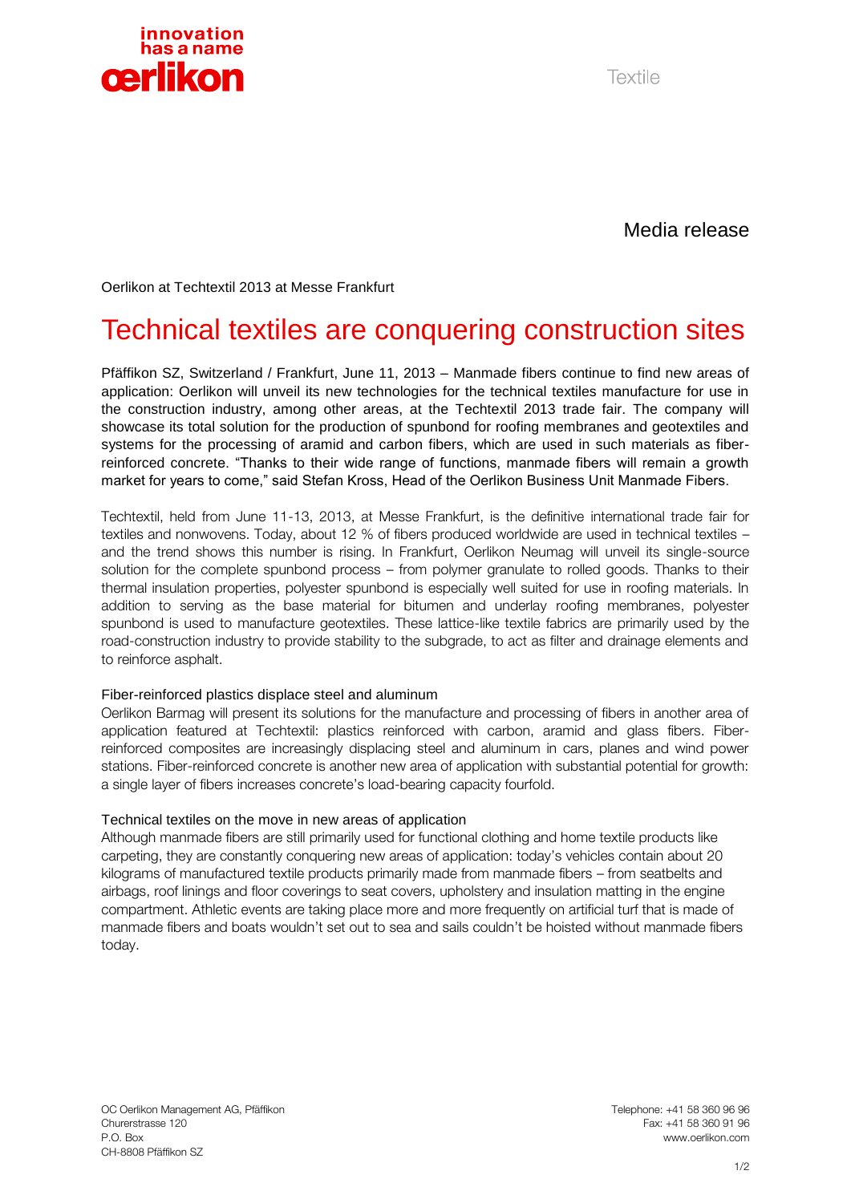Textile

Media release

Oerlikon at Techtextil 2013 at Messe Frankfurt

# Technical textiles are conquering construction sites

Pfäffikon SZ, Switzerland / Frankfurt, June 11, 2013 – Manmade fibers continue to find new areas of application: Oerlikon will unveil its new technologies for the technical textiles manufacture for use in the construction industry, among other areas, at the Techtextil 2013 trade fair. The company will showcase its total solution for the production of spunbond for roofing membranes and geotextiles and systems for the processing of aramid and carbon fibers, which are used in such materials as fiber-reinforced concrete. "Thanks to their wide range of functions, manmade fibers will remain a growth market for years to come," said Stefan Kross, Head of the Oerlikon Business Unit Manmade Fibers.

Techtextil, held from June 11-13, 2013, at Messe Frankfurt, is the definitive international trade fair for textiles and nonwovens. Today, about 12 % of fibers produced worldwide are used in technical textiles – and the trend shows this number is rising. In Frankfurt, Oerlikon Neumag will unveil its single-source solution for the complete spunbond process – from polymer granulate to rolled goods. Thanks to their thermal insulation properties, polyester spunbond is especially well suited for use in roofing materials. In addition to serving as the base material for bitumen and underlay roofing membranes, polyester spunbond is used to manufacture geotextiles. These lattice-like textile fabrics are primarily used by the road-construction industry to provide stability to the subgrade, to act as filter and drainage elements and to reinforce asphalt.

## Fiber-reinforced plastics displace steel and aluminum

Oerlikon Barmag will present its solutions for the manufacture and processing of fibers in another area of application featured at Techtextil: plastics reinforced with carbon, aramid and glass fibers. Fiber-reinforced composites are increasingly displacing steel and aluminum in cars, planes and wind power stations. Fiber-reinforced concrete is another new area of application with substantial potential for growth: a single layer of fibers increases concrete's load-bearing capacity fourfold.

## Technical textiles on the move in new areas of application

Although manmade fibers are still primarily used for functional clothing and home textile products like carpeting, they are constantly conquering new areas of application: today's vehicles contain about 20 kilograms of manufactured textile products primarily made from manmade fibers – from seatbelts and airbags, roof linings and floor coverings to seat covers, upholstery and insulation matting in the engine compartment. Athletic events are taking place more and more frequently on artificial turf that is made of manmade fibers and boats wouldn't set out to sea and sails couldn't be hoisted without manmade fibers today.

OC Oerlikon Management AG, Pfäffikon
Churerstrasse 120
P.O. Box
CH-8808 Pfäffikon SZ

Telephone: +41 58 360 96 96
Fax: +41 58 360 91 96
www.oerlikon.com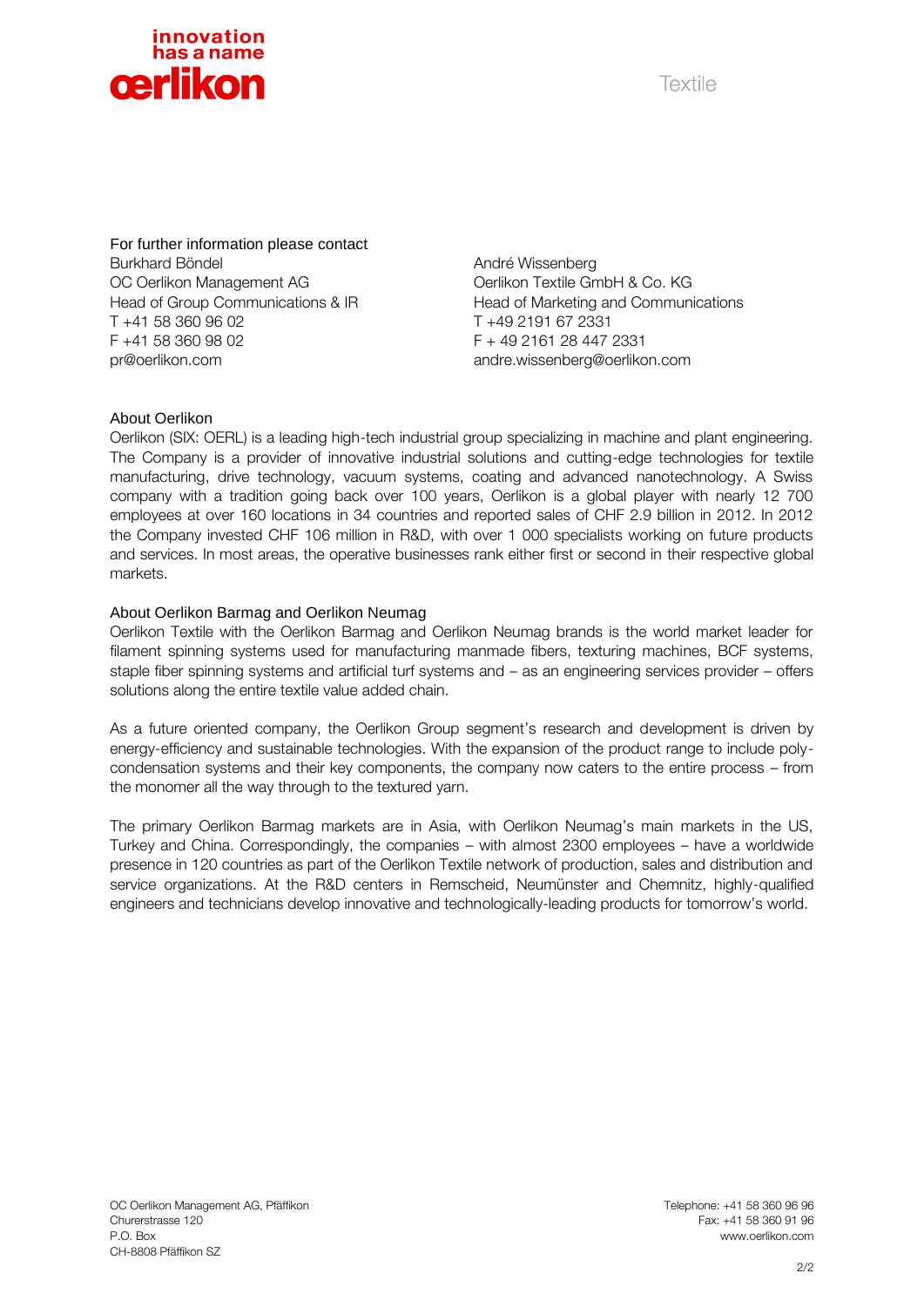For further information please contact

Burkhard Böndel
OC Oerlikon Management AG
Head of Group Communications & IR
T +41 58 360 96 02
F +41 58 360 98 02
pr@oerlikon.com

André Wissenberg
Oerlikon Textile GmbH & Co. KG
Head of Marketing and Communications
T +49 2191 67 2331
F + 49 2161 28 447 2331
andre.wissenberg@oerlikon.com

## About Oerlikon

Oerlikon (SIX: OERL) is a leading high-tech industrial group specializing in machine and plant engineering. The Company is a provider of innovative industrial solutions and cutting-edge technologies for textile manufacturing, drive technology, vacuum systems, coating and advanced nanotechnology. A Swiss company with a tradition going back over 100 years, Oerlikon is a global player with nearly 12 700 employees at over 160 locations in 34 countries and reported sales of CHF 2.9 billion in 2012. In 2012 the Company invested CHF 106 million in R&D, with over 1 000 specialists working on future products and services. In most areas, the operative businesses rank either first or second in their respective global markets.

## About Oerlikon Barmag and Oerlikon Neumag

Oerlikon Textile with the Oerlikon Barmag and Oerlikon Neumag brands is the world market leader for filament spinning systems used for manufacturing manmade fibers, texturing machines, BCF systems, staple fiber spinning systems and artificial turf systems and – as an engineering services provider – offers solutions along the entire textile value added chain.

As a future oriented company, the Oerlikon Group segment's research and development is driven by energy-efficiency and sustainable technologies. With the expansion of the product range to include poly-condensation systems and their key components, the company now caters to the entire process – from the monomer all the way through to the textured yarn.

The primary Oerlikon Barmag markets are in Asia, with Oerlikon Neumag's main markets in the US, Turkey and China. Correspondingly, the companies – with almost 2300 employees – have a worldwide presence in 120 countries as part of the Oerlikon Textile network of production, sales and distribution and service organizations. At the R&D centers in Remscheid, Neumünster and Chemnitz, highly-qualified engineers and technicians develop innovative and technologically-leading products for tomorrow's world.